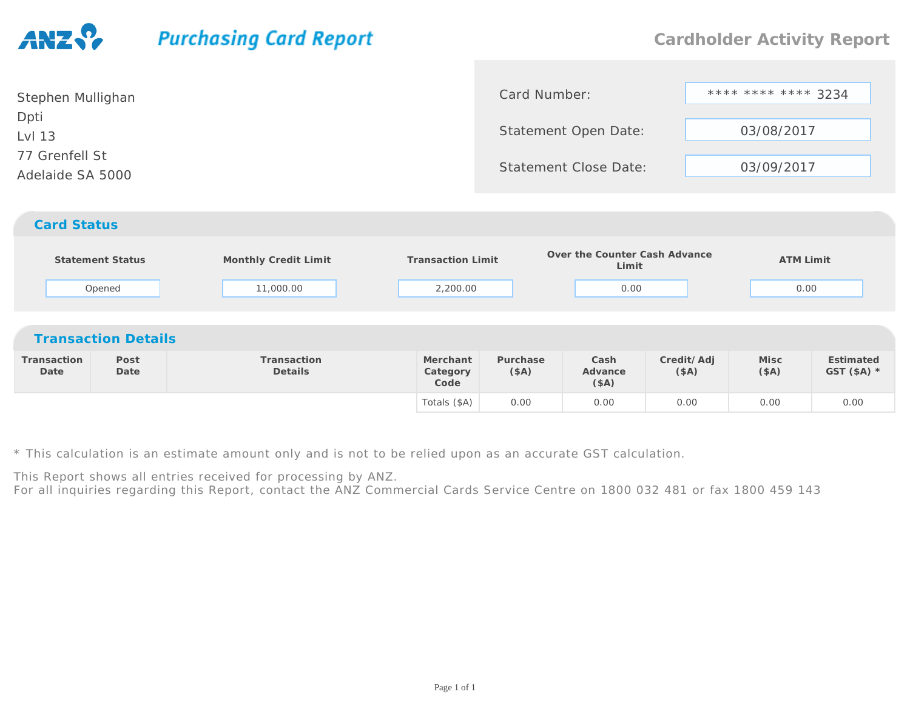# ANZ Purchasing Card Report

## Cardholder Activity Report

Stephen Mullighan
Dpti
Lvl 13
77 Grenfell St
Adelaide SA 5000

| | |
|---|---|
| Card Number: | **** **** **** 3234 |
| Statement Open Date: | 03/08/2017 |
| Statement Close Date: | 03/09/2017 |

## Card Status

| Statement Status | Monthly Credit Limit | Transaction Limit | Over the Counter Cash Advance Limit | ATM Limit |
|---|---|---|---|---|
| Opened | 11,000.00 | 2,200.00 | 0.00 | 0.00 |

## Transaction Details

| Transaction Date | Post Date | Transaction Details | Merchant Category Code | Purchase ($A) | Cash Advance ($A) | Credit/ Adj ($A) | Misc ($A) | Estimated GST ($A) * |
|---|---|---|---|---|---|---|---|---|
| | | | Totals ($A) | 0.00 | 0.00 | 0.00 | 0.00 | 0.00 |

* This calculation is an estimate amount only and is not to be relied upon as an accurate GST calculation.

This Report shows all entries received for processing by ANZ.
For all inquiries regarding this Report, contact the ANZ Commercial Cards Service Centre on 1800 032 481 or fax 1800 459 143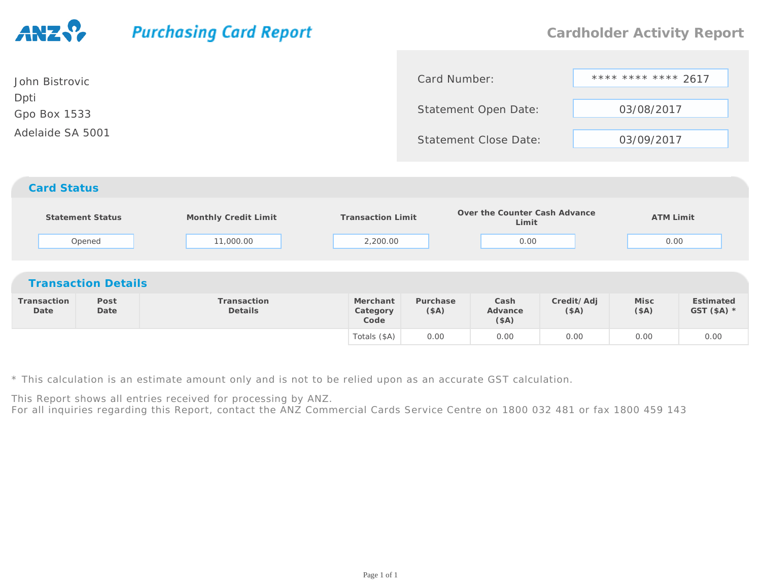ANZ **Purchasing Card Report**

## Cardholder Activity Report

John Bistrovic
Dpti
Gpo Box 1533
Adelaide SA 5001

| | |
|---|---|
| Card Number: | **** **** **** 2617 |
| Statement Open Date: | 03/08/2017 |
| Statement Close Date: | 03/09/2017 |

## Card Status

| Statement Status | Monthly Credit Limit | Transaction Limit | Over the Counter Cash Advance Limit | ATM Limit |
|---|---|---|---|---|
| Opened | 11,000.00 | 2,200.00 | 0.00 | 0.00 |

## Transaction Details

| Transaction Date | Post Date | Transaction Details | Merchant Category Code | Purchase ($A) | Cash Advance ($A) | Credit/ Adj ($A) | Misc ($A) | Estimated GST ($A) * |
|---|---|---|---|---|---|---|---|---|
| | | | Totals ($A) | 0.00 | 0.00 | 0.00 | 0.00 | 0.00 |

* This calculation is an estimate amount only and is not to be relied upon as an accurate GST calculation.

This Report shows all entries received for processing by ANZ.
For all inquiries regarding this Report, contact the ANZ Commercial Cards Service Centre on 1800 032 481 or fax 1800 459 143